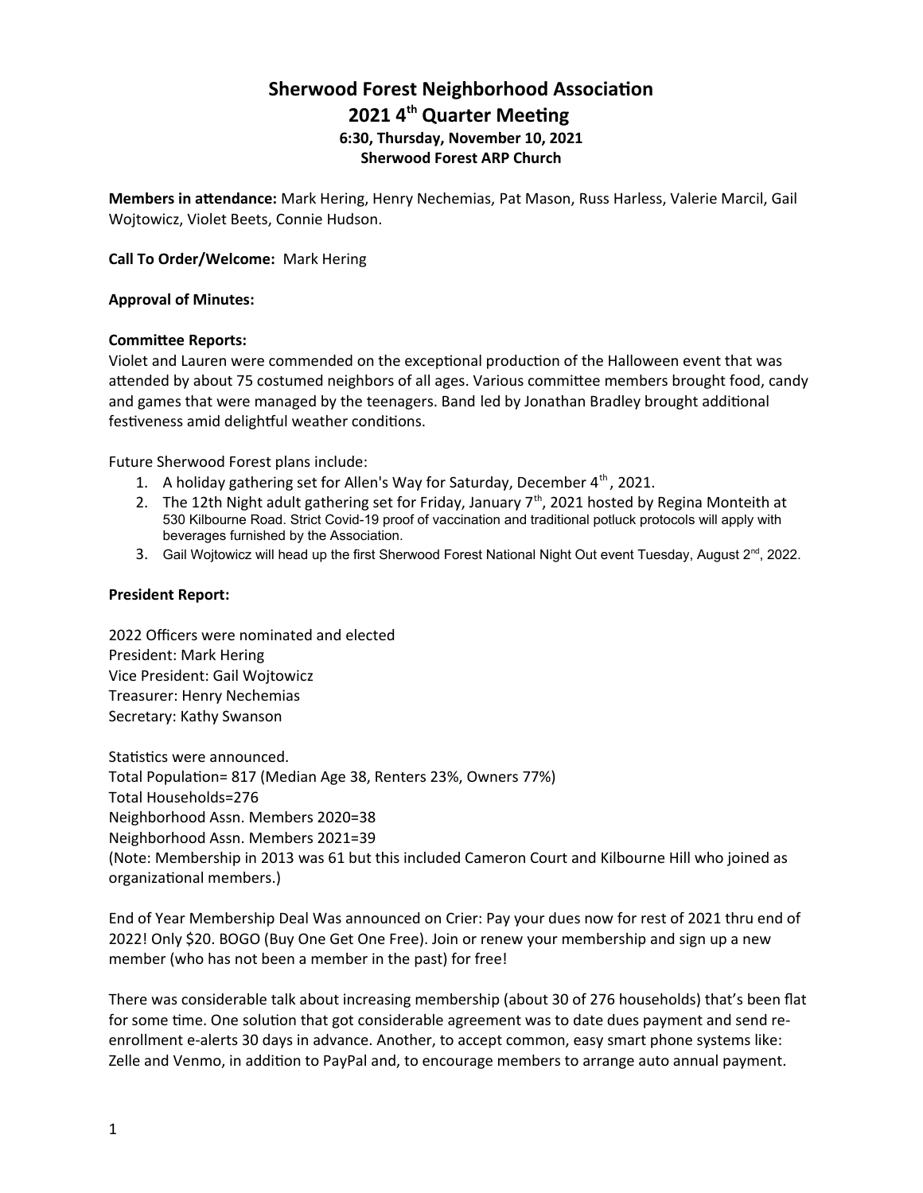# Sherwood Forest Neighborhood Association
## 2021 4th Quarter Meeting
### 6:30, Thursday, November 10, 2021
### Sherwood Forest ARP Church

**Members in attendance:** Mark Hering, Henry Nechemias, Pat Mason, Russ Harless, Valerie Marcil, Gail Wojtowicz, Violet Beets, Connie Hudson.

**Call To Order/Welcome:** Mark Hering

**Approval of Minutes:**

**Committee Reports:**
Violet and Lauren were commended on the exceptional production of the Halloween event that was attended by about 75 costumed neighbors of all ages. Various committee members brought food, candy and games that were managed by the teenagers. Band led by Jonathan Bradley brought additional festiveness amid delightful weather conditions.

Future Sherwood Forest plans include:

1. A holiday gathering set for Allen's Way for Saturday, December 4th, 2021.
2. The 12th Night adult gathering set for Friday, January 7th, 2021 hosted by Regina Monteith at 530 Kilbourne Road. Strict Covid-19 proof of vaccination and traditional potluck protocols will apply with beverages furnished by the Association.
3. Gail Wojtowicz will head up the first Sherwood Forest National Night Out event Tuesday, August 2nd, 2022.

**President Report:**

2022 Officers were nominated and elected
President: Mark Hering
Vice President: Gail Wojtowicz
Treasurer: Henry Nechemias
Secretary: Kathy Swanson

Statistics were announced.
Total Population= 817 (Median Age 38, Renters 23%, Owners 77%)
Total Households=276
Neighborhood Assn. Members 2020=38
Neighborhood Assn. Members 2021=39
(Note: Membership in 2013 was 61 but this included Cameron Court and Kilbourne Hill who joined as organizational members.)

End of Year Membership Deal Was announced on Crier: Pay your dues now for rest of 2021 thru end of 2022! Only $20. BOGO (Buy One Get One Free). Join or renew your membership and sign up a new member (who has not been a member in the past) for free!

There was considerable talk about increasing membership (about 30 of 276 households) that's been flat for some time. One solution that got considerable agreement was to date dues payment and send re-enrollment e-alerts 30 days in advance. Another, to accept common, easy smart phone systems like: Zelle and Venmo, in addition to PayPal and, to encourage members to arrange auto annual payment.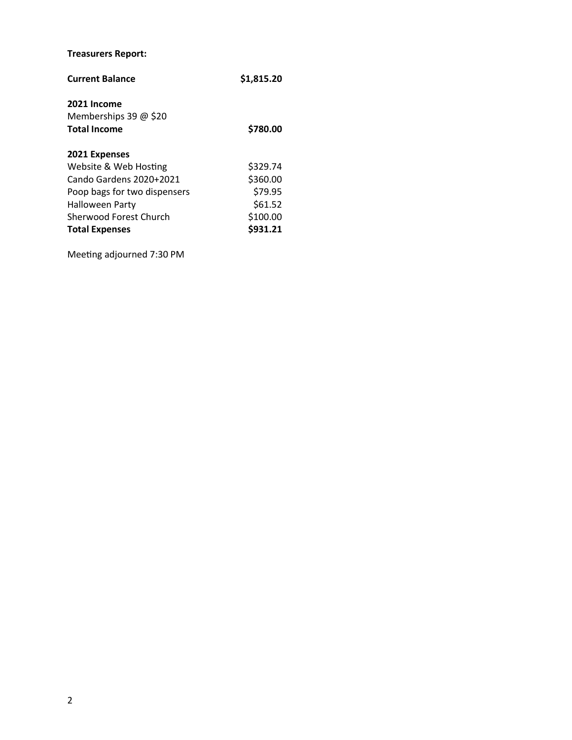**Treasurers Report:**

| | |
|---|---|
| **Current Balance** | **$1,815.20** |
| | |
| **2021 Income** | |
| Memberships 39 @ $20 | |
| **Total Income** | **$780.00** |
| | |
| **2021 Expenses** | |
| Website & Web Hosting | $329.74 |
| Cando Gardens 2020+2021 | $360.00 |
| Poop bags for two dispensers | $79.95 |
| Halloween Party | $61.52 |
| Sherwood Forest Church | $100.00 |
| **Total Expenses** | **$931.21** |

Meeting adjourned 7:30 PM